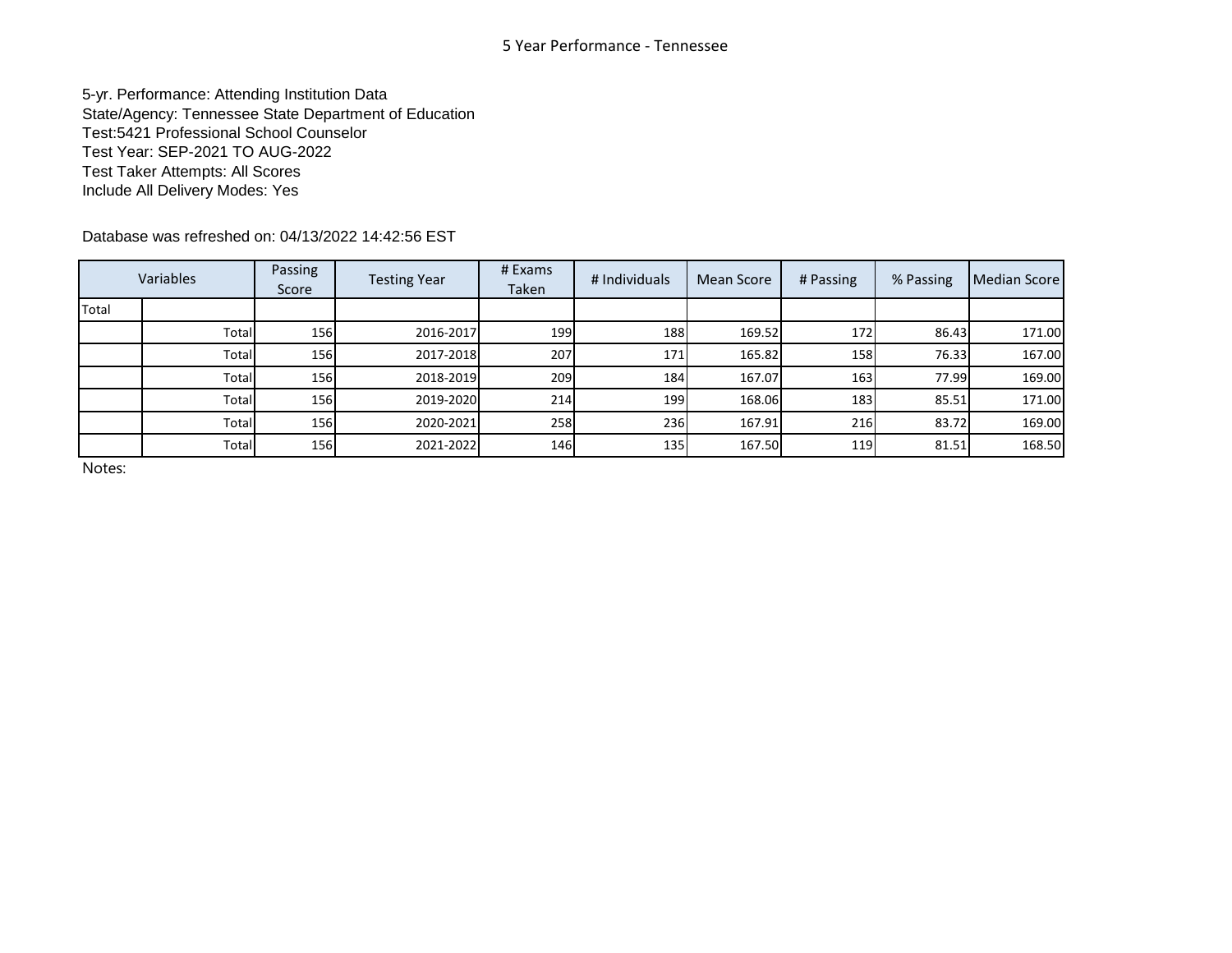# 5 Year Performance - Tennessee

5-yr. Performance: Attending Institution Data
State/Agency: Tennessee State Department of Education
Test:5421 Professional School Counselor
Test Year: SEP-2021 TO AUG-2022
Test Taker Attempts: All Scores
Include All Delivery Modes: Yes

Database was refreshed on: 04/13/2022 14:42:56 EST

| Variables | | Passing Score | Testing Year | # Exams Taken | # Individuals | Mean Score | # Passing | % Passing | Median Score |
|---|---|---|---|---|---|---|---|---|---|
| Total | | | | | | | | | |
| | Total | 156 | 2016-2017 | 199 | 188 | 169.52 | 172 | 86.43 | 171.00 |
| | Total | 156 | 2017-2018 | 207 | 171 | 165.82 | 158 | 76.33 | 167.00 |
| | Total | 156 | 2018-2019 | 209 | 184 | 167.07 | 163 | 77.99 | 169.00 |
| | Total | 156 | 2019-2020 | 214 | 199 | 168.06 | 183 | 85.51 | 171.00 |
| | Total | 156 | 2020-2021 | 258 | 236 | 167.91 | 216 | 83.72 | 169.00 |
| | Total | 156 | 2021-2022 | 146 | 135 | 167.50 | 119 | 81.51 | 168.50 |

Notes: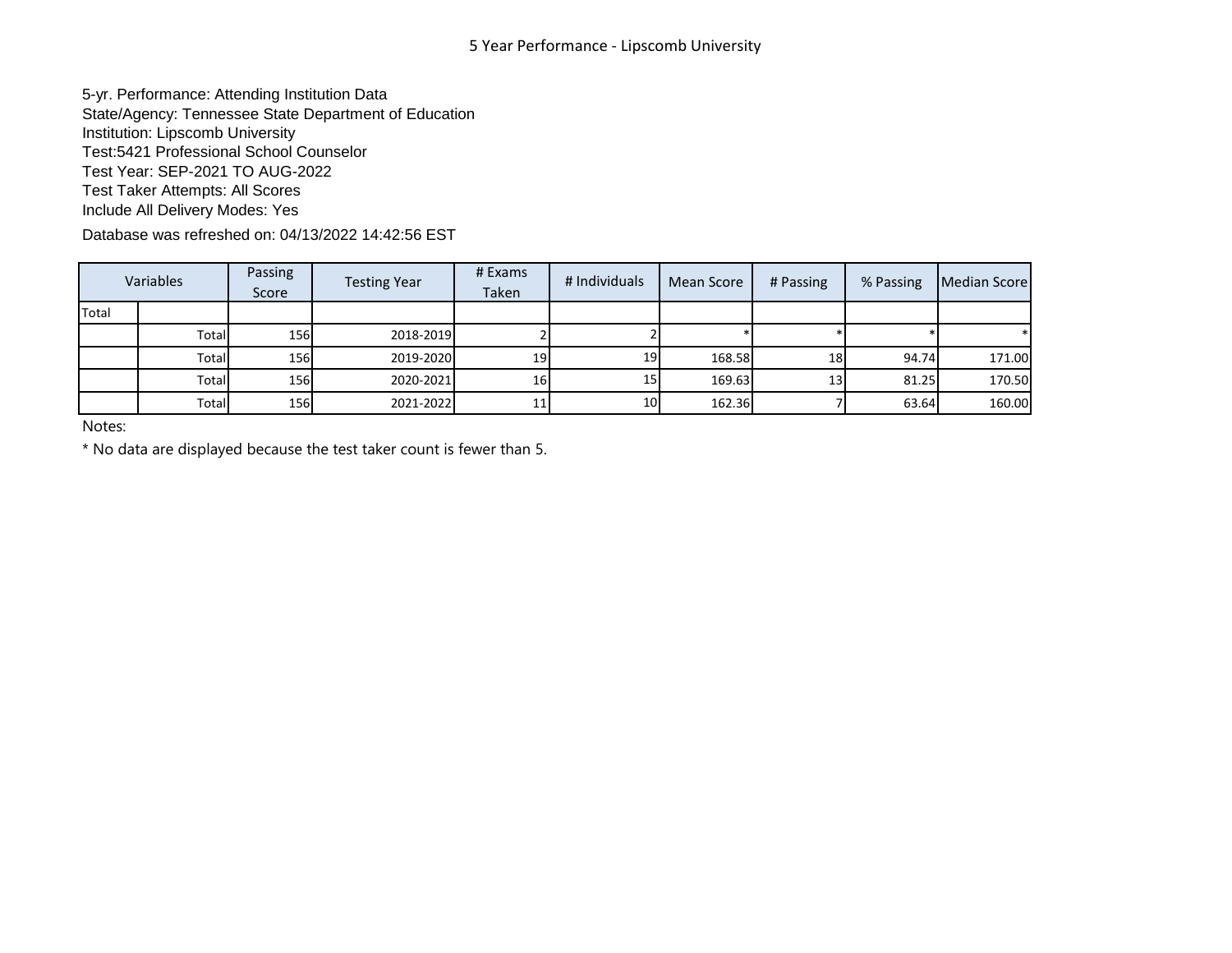# 5 Year Performance - Lipscomb University

5-yr. Performance: Attending Institution Data
State/Agency: Tennessee State Department of Education
Institution: Lipscomb University
Test:5421 Professional School Counselor
Test Year: SEP-2021 TO AUG-2022
Test Taker Attempts: All Scores
Include All Delivery Modes: Yes

Database was refreshed on: 04/13/2022 14:42:56 EST

| Variables | | Passing Score | Testing Year | # Exams Taken | # Individuals | Mean Score | # Passing | % Passing | Median Score |
|---|---|---|---|---|---|---|---|---|---|
| Total | | | | | | | | | |
| | Total | 156 | 2018-2019 | 2 | 2 | * | * | * | * |
| | Total | 156 | 2019-2020 | 19 | 19 | 168.58 | 18 | 94.74 | 171.00 |
| | Total | 156 | 2020-2021 | 16 | 15 | 169.63 | 13 | 81.25 | 170.50 |
| | Total | 156 | 2021-2022 | 11 | 10 | 162.36 | 7 | 63.64 | 160.00 |

Notes:

* No data are displayed because the test taker count is fewer than 5.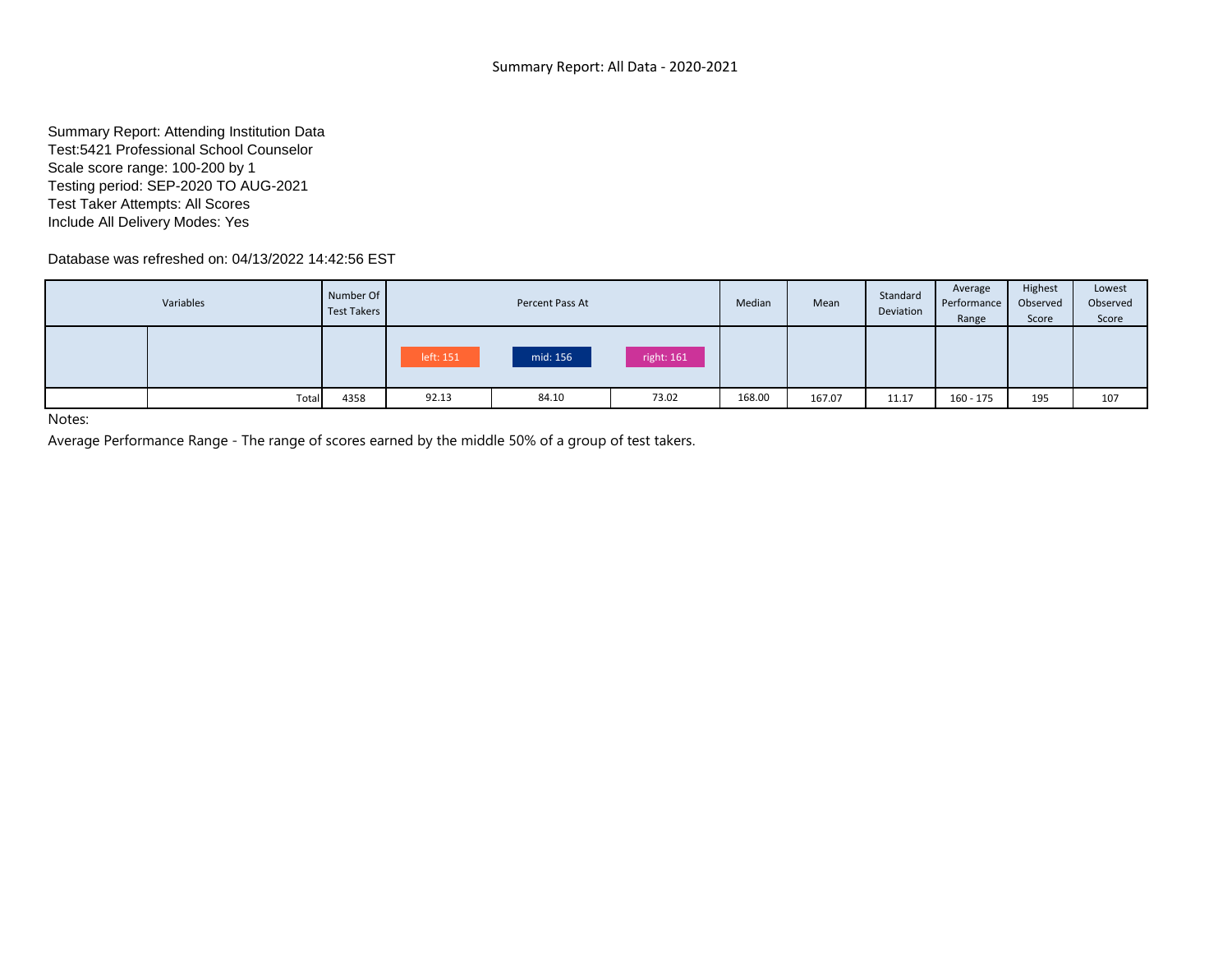# Summary Report: All Data - 2020-2021

Summary Report: Attending Institution Data
Test:5421 Professional School Counselor
Scale score range: 100-200 by 1
Testing period: SEP-2020 TO AUG-2021
Test Taker Attempts: All Scores
Include All Delivery Modes: Yes

Database was refreshed on: 04/13/2022 14:42:56 EST

| Variables | | Number Of Test Takers | Percent Pass At | | | Median | Mean | Standard Deviation | Average Performance Range | Highest Observed Score | Lowest Observed Score |
|---|---|---|---|---|---|---|---|---|---|---|---|
| | | | left: 151 | mid: 156 | right: 161 | | | | | | |
| | Total | 4358 | 92.13 | 84.10 | 73.02 | 168.00 | 167.07 | 11.17 | 160 - 175 | 195 | 107 |

Notes:

Average Performance Range - The range of scores earned by the middle 50% of a group of test takers.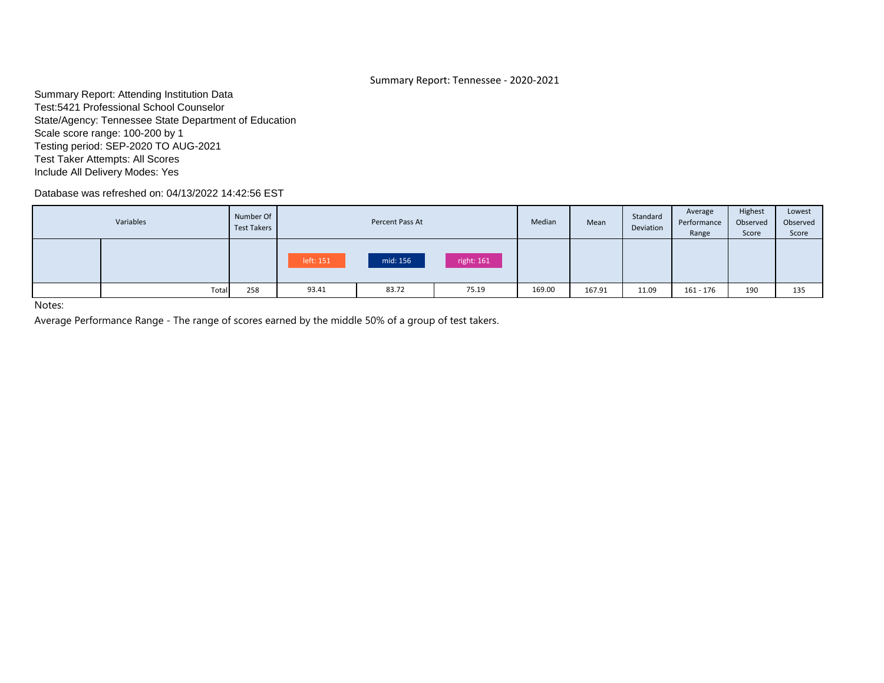Summary Report: Tennessee - 2020-2021

Summary Report: Attending Institution Data
Test:5421 Professional School Counselor
State/Agency: Tennessee State Department of Education
Scale score range: 100-200 by 1
Testing period: SEP-2020 TO AUG-2021
Test Taker Attempts: All Scores
Include All Delivery Modes: Yes

Database was refreshed on: 04/13/2022 14:42:56 EST

| Variables | | Number Of Test Takers | Percent Pass At | | | Median | Mean | Standard Deviation | Average Performance Range | Highest Observed Score | Lowest Observed Score |
|---|---|---|---|---|---|---|---|---|---|---|---|
| | | | left: 151 | mid: 156 | right: 161 | | | | | | |
| | Total | 258 | 93.41 | 83.72 | 75.19 | 169.00 | 167.91 | 11.09 | 161 - 176 | 190 | 135 |

Notes:

Average Performance Range - The range of scores earned by the middle 50% of a group of test takers.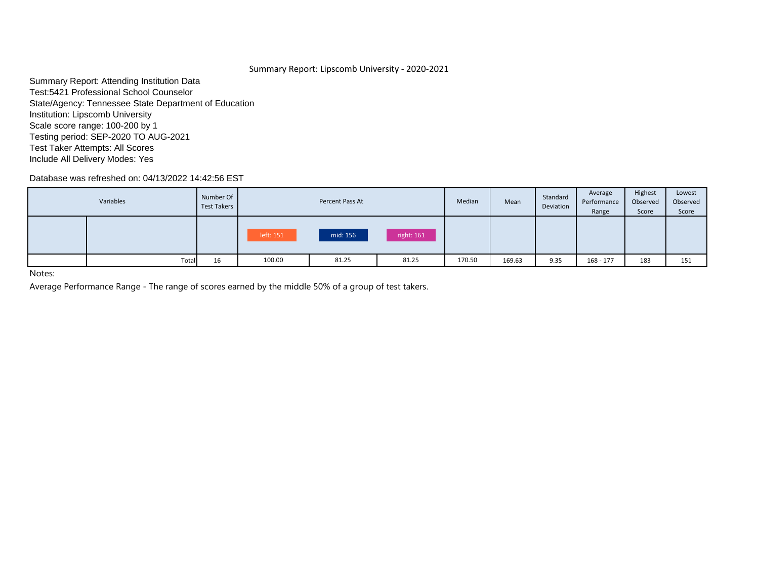Summary Report: Lipscomb University - 2020-2021

Summary Report: Attending Institution Data
Test:5421 Professional School Counselor
State/Agency: Tennessee State Department of Education
Institution: Lipscomb University
Scale score range: 100-200 by 1
Testing period: SEP-2020 TO AUG-2021
Test Taker Attempts: All Scores
Include All Delivery Modes: Yes

Database was refreshed on: 04/13/2022 14:42:56 EST

| Variables | | Number Of Test Takers | Percent Pass At | | | Median | Mean | Standard Deviation | Average Performance Range | Highest Observed Score | Lowest Observed Score |
|---|---|---|---|---|---|---|---|---|---|---|---|
| | | | left: 151 | mid: 156 | right: 161 | | | | | | |
| | Total | 16 | 100.00 | 81.25 | 81.25 | 170.50 | 169.63 | 9.35 | 168 - 177 | 183 | 151 |

Notes:

Average Performance Range - The range of scores earned by the middle 50% of a group of test takers.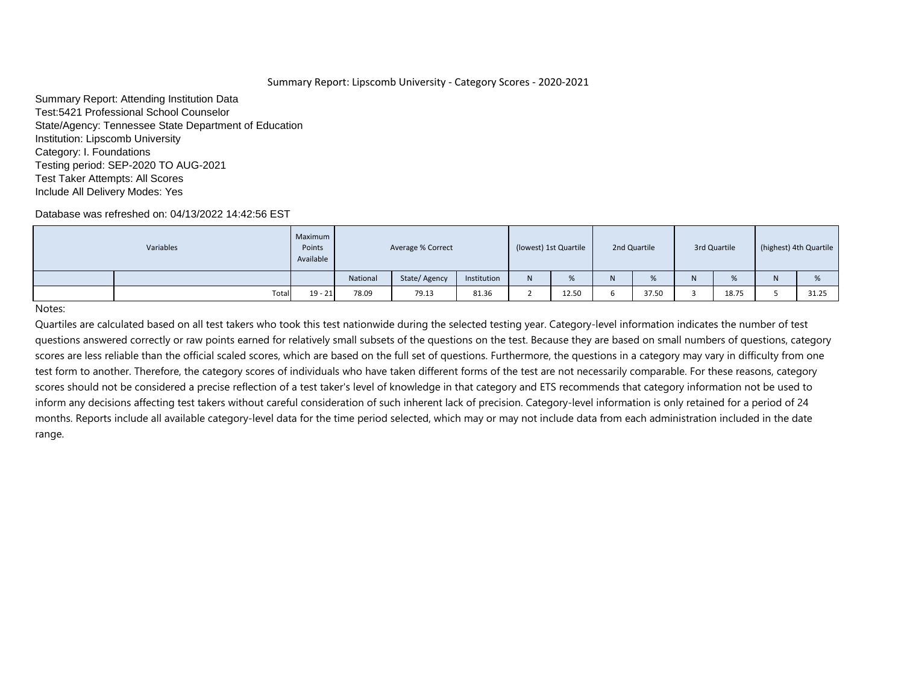Summary Report: Lipscomb University - Category Scores - 2020-2021

Summary Report: Attending Institution Data
Test:5421 Professional School Counselor
State/Agency: Tennessee State Department of Education
Institution: Lipscomb University
Category: I. Foundations
Testing period: SEP-2020 TO AUG-2021
Test Taker Attempts: All Scores
Include All Delivery Modes: Yes

Database was refreshed on: 04/13/2022 14:42:56 EST

| Variables | | Maximum Points Available | Average % Correct | | | (lowest) 1st Quartile | | 2nd Quartile | | 3rd Quartile | | (highest) 4th Quartile | |
|---|---|---|---|---|---|---|---|---|---|---|---|---|---|
| | | | National | State/ Agency | Institution | N | % | N | % | N | % | N | % |
| | Total | 19 - 21 | 78.09 | 79.13 | 81.36 | 2 | 12.50 | 6 | 37.50 | 3 | 18.75 | 5 | 31.25 |

Notes:

Quartiles are calculated based on all test takers who took this test nationwide during the selected testing year. Category-level information indicates the number of test questions answered correctly or raw points earned for relatively small subsets of the questions on the test. Because they are based on small numbers of questions, category scores are less reliable than the official scaled scores, which are based on the full set of questions. Furthermore, the questions in a category may vary in difficulty from one test form to another. Therefore, the category scores of individuals who have taken different forms of the test are not necessarily comparable. For these reasons, category scores should not be considered a precise reflection of a test taker's level of knowledge in that category and ETS recommends that category information not be used to inform any decisions affecting test takers without careful consideration of such inherent lack of precision. Category-level information is only retained for a period of 24 months. Reports include all available category-level data for the time period selected, which may or may not include data from each administration included in the date range.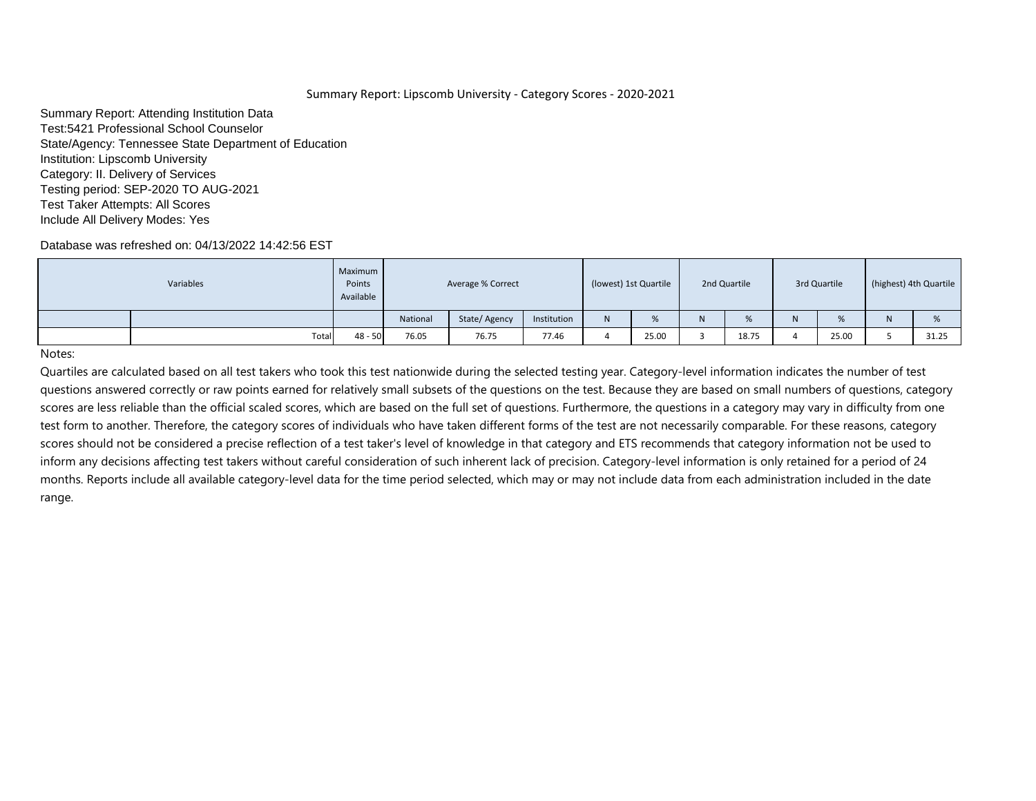Summary Report: Lipscomb University - Category Scores - 2020-2021

Summary Report: Attending Institution Data
Test:5421 Professional School Counselor
State/Agency: Tennessee State Department of Education
Institution: Lipscomb University
Category: II. Delivery of Services
Testing period: SEP-2020 TO AUG-2021
Test Taker Attempts: All Scores
Include All Delivery Modes: Yes

Database was refreshed on: 04/13/2022 14:42:56 EST

| Variables | | Maximum Points Available | Average % Correct | | | (lowest) 1st Quartile | | 2nd Quartile | | 3rd Quartile | | (highest) 4th Quartile | |
|---|---|---|---|---|---|---|---|---|---|---|---|---|---|
| | | | National | State/ Agency | Institution | N | % | N | % | N | % | N | % |
| | Total | 48 - 50 | 76.05 | 76.75 | 77.46 | 4 | 25.00 | 3 | 18.75 | 4 | 25.00 | 5 | 31.25 |

Notes:

Quartiles are calculated based on all test takers who took this test nationwide during the selected testing year. Category-level information indicates the number of test questions answered correctly or raw points earned for relatively small subsets of the questions on the test. Because they are based on small numbers of questions, category scores are less reliable than the official scaled scores, which are based on the full set of questions. Furthermore, the questions in a category may vary in difficulty from one test form to another. Therefore, the category scores of individuals who have taken different forms of the test are not necessarily comparable. For these reasons, category scores should not be considered a precise reflection of a test taker's level of knowledge in that category and ETS recommends that category information not be used to inform any decisions affecting test takers without careful consideration of such inherent lack of precision. Category-level information is only retained for a period of 24 months. Reports include all available category-level data for the time period selected, which may or may not include data from each administration included in the date range.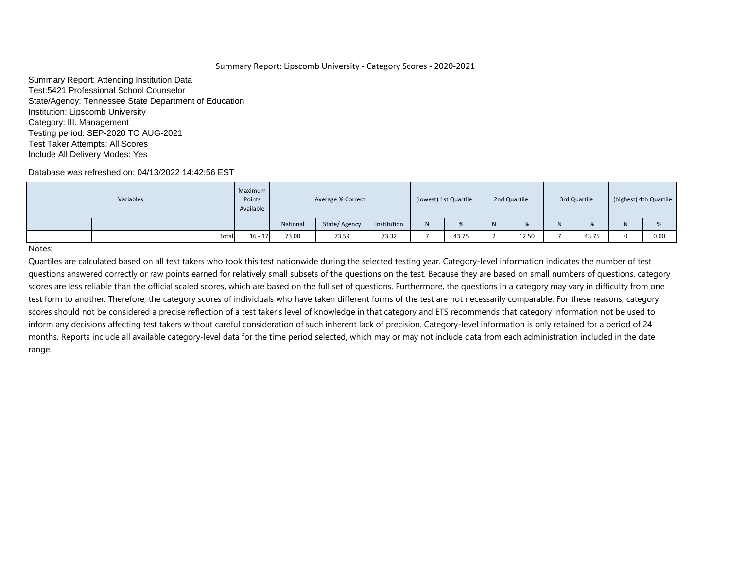Summary Report: Lipscomb University - Category Scores - 2020-2021

Summary Report: Attending Institution Data
Test:5421 Professional School Counselor
State/Agency: Tennessee State Department of Education
Institution: Lipscomb University
Category: III. Management
Testing period: SEP-2020 TO AUG-2021
Test Taker Attempts: All Scores
Include All Delivery Modes: Yes

Database was refreshed on: 04/13/2022 14:42:56 EST

| Variables | | Maximum Points Available | Average % Correct | | | (lowest) 1st Quartile | | 2nd Quartile | | 3rd Quartile | | (highest) 4th Quartile | |
|---|---|---|---|---|---|---|---|---|---|---|---|---|---|
| | | | National | State/ Agency | Institution | N | % | N | % | N | % | N | % |
| | Total | 16 - 17 | 73.08 | 73.59 | 73.32 | 7 | 43.75 | 2 | 12.50 | 7 | 43.75 | 0 | 0.00 |

Notes:

Quartiles are calculated based on all test takers who took this test nationwide during the selected testing year. Category-level information indicates the number of test questions answered correctly or raw points earned for relatively small subsets of the questions on the test. Because they are based on small numbers of questions, category scores are less reliable than the official scaled scores, which are based on the full set of questions. Furthermore, the questions in a category may vary in difficulty from one test form to another. Therefore, the category scores of individuals who have taken different forms of the test are not necessarily comparable. For these reasons, category scores should not be considered a precise reflection of a test taker's level of knowledge in that category and ETS recommends that category information not be used to inform any decisions affecting test takers without careful consideration of such inherent lack of precision. Category-level information is only retained for a period of 24 months. Reports include all available category-level data for the time period selected, which may or may not include data from each administration included in the date range.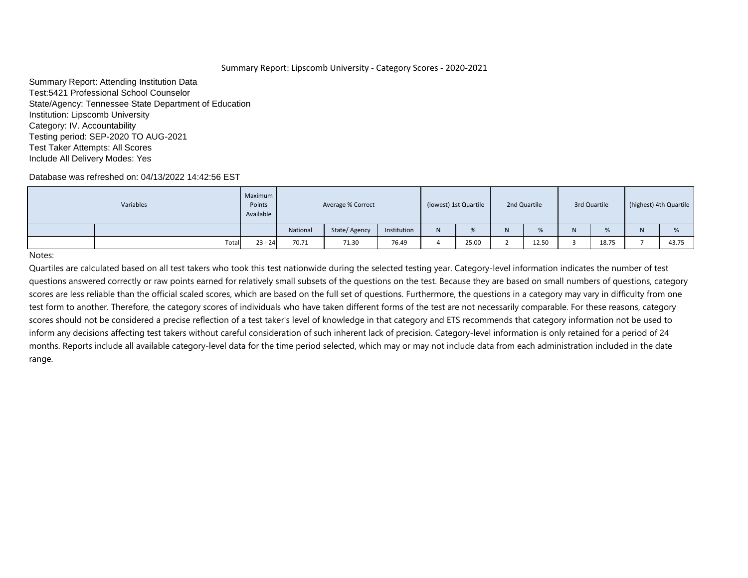Summary Report: Lipscomb University - Category Scores - 2020-2021

Summary Report: Attending Institution Data
Test:5421 Professional School Counselor
State/Agency: Tennessee State Department of Education
Institution: Lipscomb University
Category: IV. Accountability
Testing period: SEP-2020 TO AUG-2021
Test Taker Attempts: All Scores
Include All Delivery Modes: Yes

Database was refreshed on: 04/13/2022 14:42:56 EST

| Variables | | Maximum Points Available | Average % Correct | | | (lowest) 1st Quartile | | 2nd Quartile | | 3rd Quartile | | (highest) 4th Quartile | |
|---|---|---|---|---|---|---|---|---|---|---|---|---|---|
| | | | National | State/ Agency | Institution | N | % | N | % | N | % | N | % |
| | Total | 23 - 24 | 70.71 | 71.30 | 76.49 | 4 | 25.00 | 2 | 12.50 | 3 | 18.75 | 7 | 43.75 |

Notes:

Quartiles are calculated based on all test takers who took this test nationwide during the selected testing year. Category-level information indicates the number of test questions answered correctly or raw points earned for relatively small subsets of the questions on the test. Because they are based on small numbers of questions, category scores are less reliable than the official scaled scores, which are based on the full set of questions. Furthermore, the questions in a category may vary in difficulty from one test form to another. Therefore, the category scores of individuals who have taken different forms of the test are not necessarily comparable. For these reasons, category scores should not be considered a precise reflection of a test taker's level of knowledge in that category and ETS recommends that category information not be used to inform any decisions affecting test takers without careful consideration of such inherent lack of precision. Category-level information is only retained for a period of 24 months. Reports include all available category-level data for the time period selected, which may or may not include data from each administration included in the date range.